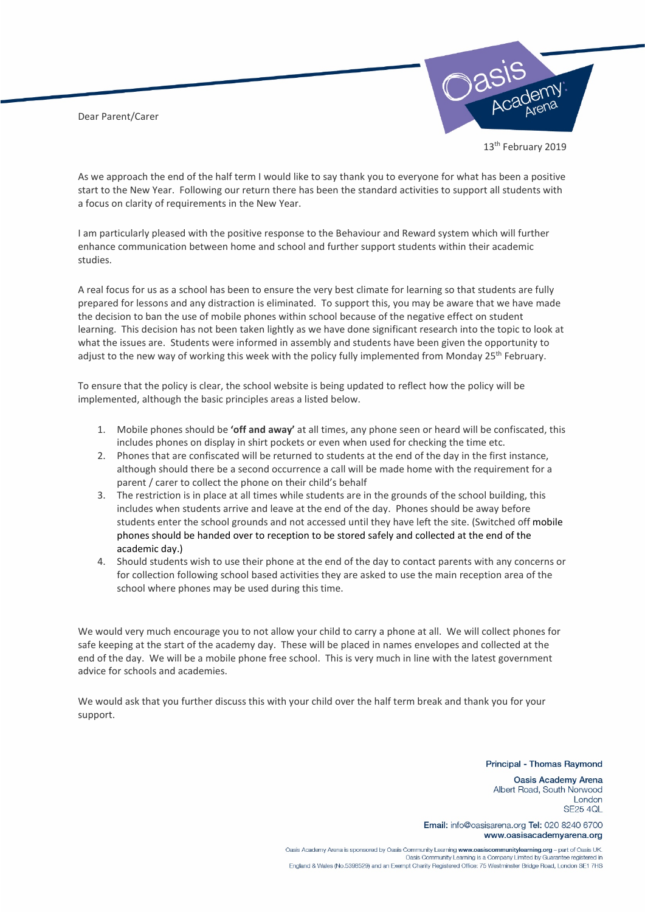Dear Parent/Carer

13th February 2019

As we approach the end of the half term I would like to say thank you to everyone for what has been a positive start to the New Year. Following our return there has been the standard activities to support all students with a focus on clarity of requirements in the New Year.

I am particularly pleased with the positive response to the Behaviour and Reward system which will further enhance communication between home and school and further support students within their academic studies.

A real focus for us as a school has been to ensure the very best climate for learning so that students are fully prepared for lessons and any distraction is eliminated. To support this, you may be aware that we have made the decision to ban the use of mobile phones within school because of the negative effect on student learning. This decision has not been taken lightly as we have done significant research into the topic to look at what the issues are. Students were informed in assembly and students have been given the opportunity to adjust to the new way of working this week with the policy fully implemented from Monday 25th February.

To ensure that the policy is clear, the school website is being updated to reflect how the policy will be implemented, although the basic principles areas a listed below.

1. Mobile phones should be **'off and away'** at all times, any phone seen or heard will be confiscated, this includes phones on display in shirt pockets or even when used for checking the time etc.
2. Phones that are confiscated will be returned to students at the end of the day in the first instance, although should there be a second occurrence a call will be made home with the requirement for a parent / carer to collect the phone on their child's behalf
3. The restriction is in place at all times while students are in the grounds of the school building, this includes when students arrive and leave at the end of the day. Phones should be away before students enter the school grounds and not accessed until they have left the site. (Switched off mobile phones should be handed over to reception to be stored safely and collected at the end of the academic day.)
4. Should students wish to use their phone at the end of the day to contact parents with any concerns or for collection following school based activities they are asked to use the main reception area of the school where phones may be used during this time.

We would very much encourage you to not allow your child to carry a phone at all. We will collect phones for safe keeping at the start of the academy day. These will be placed in names envelopes and collected at the end of the day. We will be a mobile phone free school. This is very much in line with the latest government advice for schools and academies.

We would ask that you further discuss this with your child over the half term break and thank you for your support.

Principal - Thomas Raymond

Oasis Academy Arena
Albert Road, South Norwood
London
SE25 4QL

Email: info@oasisarena.org Tel: 020 8240 6700
www.oasisacademyarena.org

Oasis Academy Arena is sponsored by Oasis Community Learning www.oasiscommunitylearning.org – part of Oasis UK. Oasis Community Learning is a Company Limited by Guarantee registered in England & Wales (No.5398529) and an Exempt Charity Registered Office: 75 Westminster Bridge Road, London SE1 7HS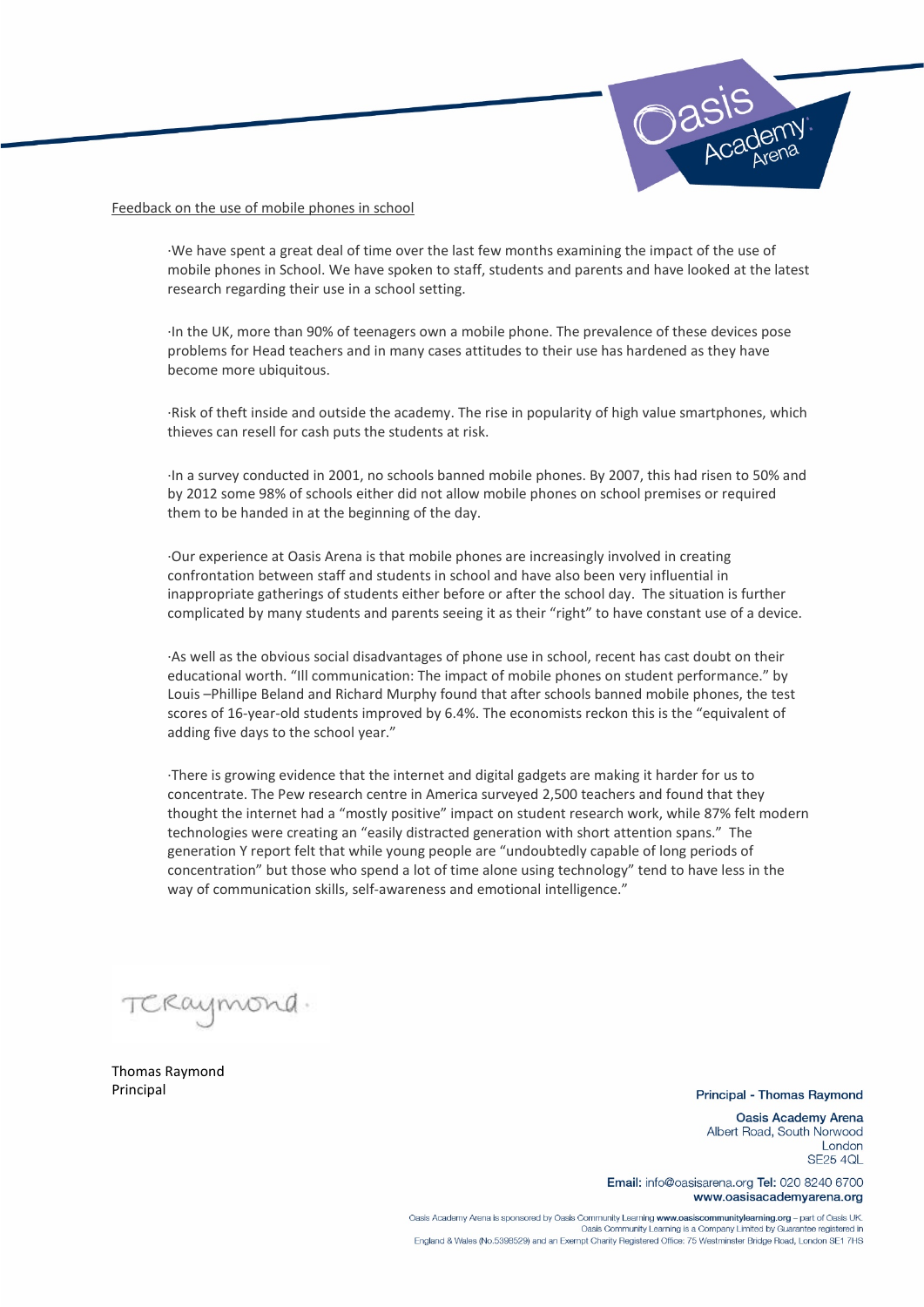Feedback on the use of mobile phones in school

·We have spent a great deal of time over the last few months examining the impact of the use of mobile phones in School. We have spoken to staff, students and parents and have looked at the latest research regarding their use in a school setting.

·In the UK, more than 90% of teenagers own a mobile phone. The prevalence of these devices pose problems for Head teachers and in many cases attitudes to their use has hardened as they have become more ubiquitous.

·Risk of theft inside and outside the academy. The rise in popularity of high value smartphones, which thieves can resell for cash puts the students at risk.

·In a survey conducted in 2001, no schools banned mobile phones. By 2007, this had risen to 50% and by 2012 some 98% of schools either did not allow mobile phones on school premises or required them to be handed in at the beginning of the day.

·Our experience at Oasis Arena is that mobile phones are increasingly involved in creating confrontation between staff and students in school and have also been very influential in inappropriate gatherings of students either before or after the school day. The situation is further complicated by many students and parents seeing it as their "right" to have constant use of a device.

·As well as the obvious social disadvantages of phone use in school, recent has cast doubt on their educational worth. "Ill communication: The impact of mobile phones on student performance." by Louis –Phillipe Beland and Richard Murphy found that after schools banned mobile phones, the test scores of 16-year-old students improved by 6.4%. The economists reckon this is the "equivalent of adding five days to the school year."

·There is growing evidence that the internet and digital gadgets are making it harder for us to concentrate. The Pew research centre in America surveyed 2,500 teachers and found that they thought the internet had a "mostly positive" impact on student research work, while 87% felt modern technologies were creating an "easily distracted generation with short attention spans." The generation Y report felt that while young people are "undoubtedly capable of long periods of concentration" but those who spend a lot of time alone using technology" tend to have less in the way of communication skills, self-awareness and emotional intelligence."

TCRaymond.

Thomas Raymond
Principal

Principal - Thomas Raymond

**Oasis Academy Arena**
Albert Road, South Norwood
London
SE25 4QL

**Email:** info@oasisarena.org **Tel:** 020 8240 6700
**www.oasisacademyarena.org**

Oasis Academy Arena is sponsored by Oasis Community Learning **www.oasiscommunitylearning.org** – part of Oasis UK. Oasis Community Learning is a Company Limited by Guarantee registered in England & Wales (No.5398529) and an Exempt Charity Registered Office: 75 Westminster Bridge Road, London SE1 7HS